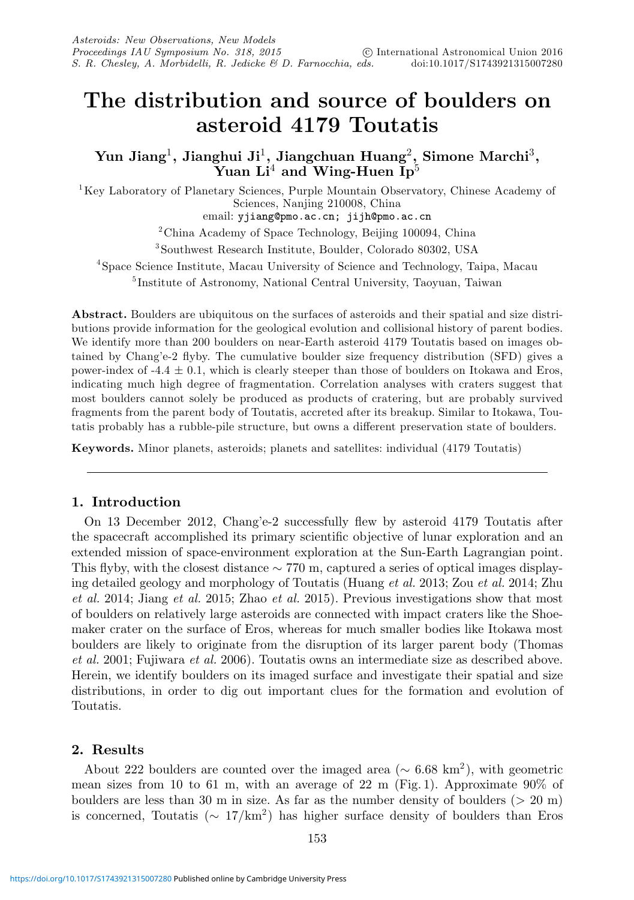# The distribution and source of boulders on asteroid 4179 Toutatis

**Yun Jiang[1], Jianghui Ji[1], Jiangchuan Huang[2], Simone Marchi[3], Yuan Li[4] and Wing-Huen Ip[5]**

[1]Key Laboratory of Planetary Sciences, Purple Mountain Observatory, Chinese Academy of Sciences, Nanjing 210008, China
email: yjiang@pmo.ac.cn; jijh@pmo.ac.cn

[2]China Academy of Space Technology, Beijing 100094, China

[3]Southwest Research Institute, Boulder, Colorado 80302, USA

[4]Space Science Institute, Macau University of Science and Technology, Taipa, Macau

[5]Institute of Astronomy, National Central University, Taoyuan, Taiwan

**Abstract.** Boulders are ubiquitous on the surfaces of asteroids and their spatial and size distributions provide information for the geological evolution and collisional history of parent bodies. We identify more than 200 boulders on near-Earth asteroid 4179 Toutatis based on images obtained by Chang'e-2 flyby. The cumulative boulder size frequency distribution (SFD) gives a power-index of -4.4 ± 0.1, which is clearly steeper than those of boulders on Itokawa and Eros, indicating much high degree of fragmentation. Correlation analyses with craters suggest that most boulders cannot solely be produced as products of cratering, but are probably survived fragments from the parent body of Toutatis, accreted after its breakup. Similar to Itokawa, Toutatis probably has a rubble-pile structure, but owns a different preservation state of boulders.

**Keywords.** Minor planets, asteroids; planets and satellites: individual (4179 Toutatis)

## 1. Introduction

On 13 December 2012, Chang'e-2 successfully flew by asteroid 4179 Toutatis after the spacecraft accomplished its primary scientific objective of lunar exploration and an extended mission of space-environment exploration at the Sun-Earth Lagrangian point. This flyby, with the closest distance ∼ 770 m, captured a series of optical images displaying detailed geology and morphology of Toutatis (Huang *et al.* 2013; Zou *et al.* 2014; Zhu *et al.* 2014; Jiang *et al.* 2015; Zhao *et al.* 2015). Previous investigations show that most of boulders on relatively large asteroids are connected with impact craters like the Shoemaker crater on the surface of Eros, whereas for much smaller bodies like Itokawa most boulders are likely to originate from the disruption of its larger parent body (Thomas *et al.* 2001; Fujiwara *et al.* 2006). Toutatis owns an intermediate size as described above. Herein, we identify boulders on its imaged surface and investigate their spatial and size distributions, in order to dig out important clues for the formation and evolution of Toutatis.

## 2. Results

About 222 boulders are counted over the imaged area (∼ 6.68 $km^2$), with geometric mean sizes from 10 to 61 m, with an average of 22 m (Fig. 1). Approximate 90% of boulders are less than 30 m in size. As far as the number density of boulders (> 20 m) is concerned, Toutatis (∼ 17/$km^2$) has higher surface density of boulders than Eros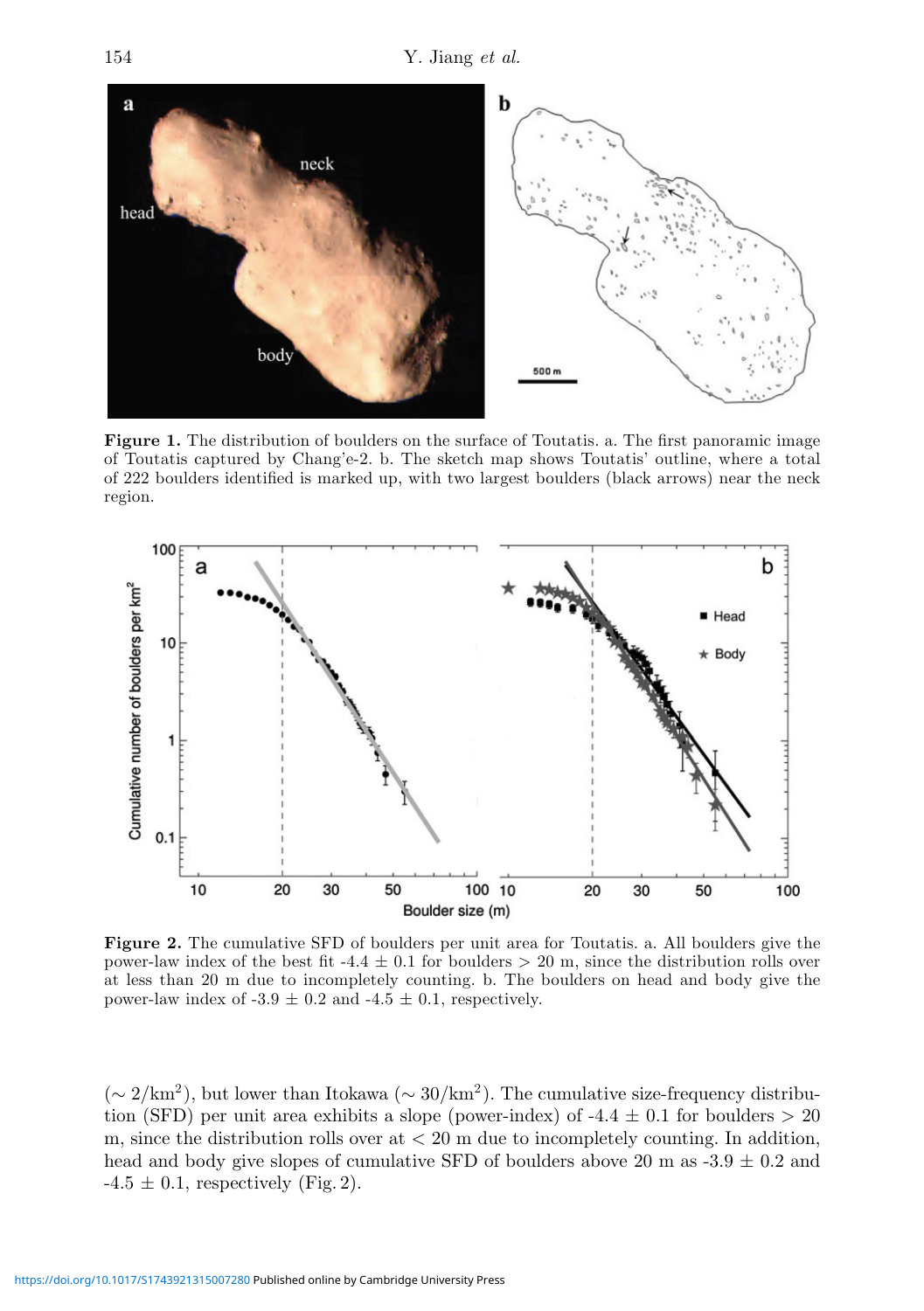**Figure 1.** The distribution of boulders on the surface of Toutatis. a. The first panoramic image of Toutatis captured by Chang'e-2. b. The sketch map shows Toutatis' outline, where a total of 222 boulders identified is marked up, with two largest boulders (black arrows) near the neck region.

**Figure 2.** The cumulative SFD of boulders per unit area for Toutatis. a. All boulders give the power-law index of the best fit -4.4 ± 0.1 for boulders > 20 m, since the distribution rolls over at less than 20 m due to incompletely counting. b. The boulders on head and body give the power-law index of -3.9 ± 0.2 and -4.5 ± 0.1, respectively.

($\sim 2/\text{km}^2$), but lower than Itokawa ($\sim 30/\text{km}^2$). The cumulative size-frequency distribution (SFD) per unit area exhibits a slope (power-index) of -4.4 ± 0.1 for boulders > 20 m, since the distribution rolls over at < 20 m due to incompletely counting. In addition, head and body give slopes of cumulative SFD of boulders above 20 m as -3.9 ± 0.2 and -4.5 ± 0.1, respectively (Fig. 2).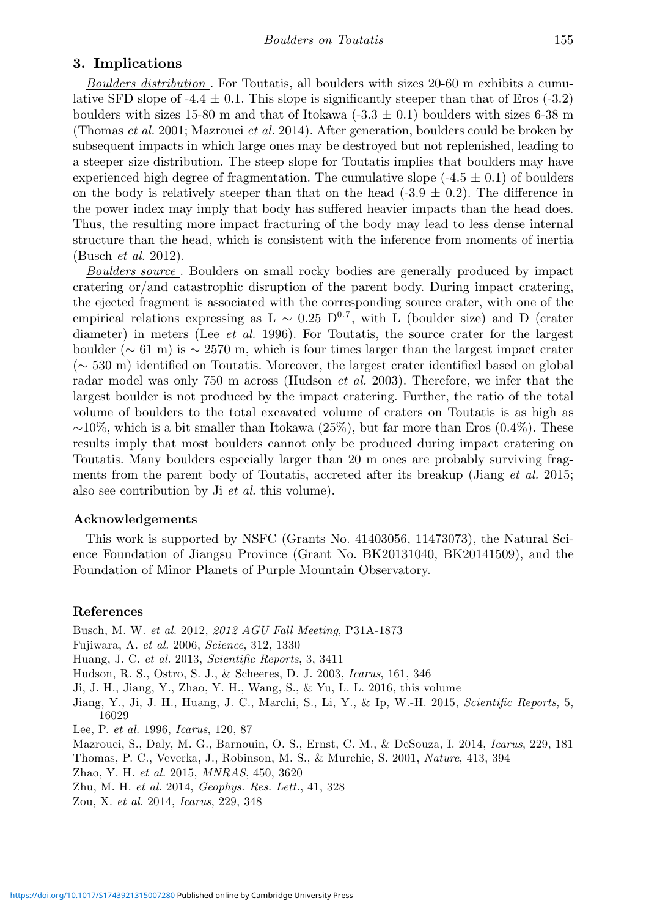## 3. Implications

*Boulders distribution* . For Toutatis, all boulders with sizes 20-60 m exhibits a cumulative SFD slope of -4.4 ± 0.1. This slope is significantly steeper than that of Eros (-3.2) boulders with sizes 15-80 m and that of Itokawa (-3.3 ± 0.1) boulders with sizes 6-38 m (Thomas *et al.* 2001; Mazrouei *et al.* 2014). After generation, boulders could be broken by subsequent impacts in which large ones may be destroyed but not replenished, leading to a steeper size distribution. The steep slope for Toutatis implies that boulders may have experienced high degree of fragmentation. The cumulative slope (-4.5 ± 0.1) of boulders on the body is relatively steeper than that on the head (-3.9 ± 0.2). The difference in the power index may imply that body has suffered heavier impacts than the head does. Thus, the resulting more impact fracturing of the body may lead to less dense internal structure than the head, which is consistent with the inference from moments of inertia (Busch *et al.* 2012).

*Boulders source* . Boulders on small rocky bodies are generally produced by impact cratering or/and catastrophic disruption of the parent body. During impact cratering, the ejected fragment is associated with the corresponding source crater, with one of the empirical relations expressing as $L \sim 0.25\ D^{0.7}$, with L (boulder size) and D (crater diameter) in meters (Lee *et al.* 1996). For Toutatis, the source crater for the largest boulder (∼ 61 m) is ∼ 2570 m, which is four times larger than the largest impact crater (∼ 530 m) identified on Toutatis. Moreover, the largest crater identified based on global radar model was only 750 m across (Hudson *et al.* 2003). Therefore, we infer that the largest boulder is not produced by the impact cratering. Further, the ratio of the total volume of boulders to the total excavated volume of craters on Toutatis is as high as ∼10%, which is a bit smaller than Itokawa (25%), but far more than Eros (0.4%). These results imply that most boulders cannot only be produced during impact cratering on Toutatis. Many boulders especially larger than 20 m ones are probably surviving fragments from the parent body of Toutatis, accreted after its breakup (Jiang *et al.* 2015; also see contribution by Ji *et al.* this volume).

### Acknowledgements

This work is supported by NSFC (Grants No. 41403056, 11473073), the Natural Science Foundation of Jiangsu Province (Grant No. BK20131040, BK20141509), and the Foundation of Minor Planets of Purple Mountain Observatory.

### References

Busch, M. W. *et al.* 2012, *2012 AGU Fall Meeting*, P31A-1873

Fujiwara, A. *et al.* 2006, *Science*, 312, 1330

Huang, J. C. *et al.* 2013, *Scientific Reports*, 3, 3411

Hudson, R. S., Ostro, S. J., & Scheeres, D. J. 2003, *Icarus*, 161, 346

Ji, J. H., Jiang, Y., Zhao, Y. H., Wang, S., & Yu, L. L. 2016, this volume

Jiang, Y., Ji, J. H., Huang, J. C., Marchi, S., Li, Y., & Ip, W.-H. 2015, *Scientific Reports*, 5, 16029

Lee, P. *et al.* 1996, *Icarus*, 120, 87

Mazrouei, S., Daly, M. G., Barnouin, O. S., Ernst, C. M., & DeSouza, I. 2014, *Icarus*, 229, 181

Thomas, P. C., Veverka, J., Robinson, M. S., & Murchie, S. 2001, *Nature*, 413, 394

Zhao, Y. H. *et al.* 2015, *MNRAS*, 450, 3620

Zhu, M. H. *et al.* 2014, *Geophys. Res. Lett.*, 41, 328

Zou, X. *et al.* 2014, *Icarus*, 229, 348